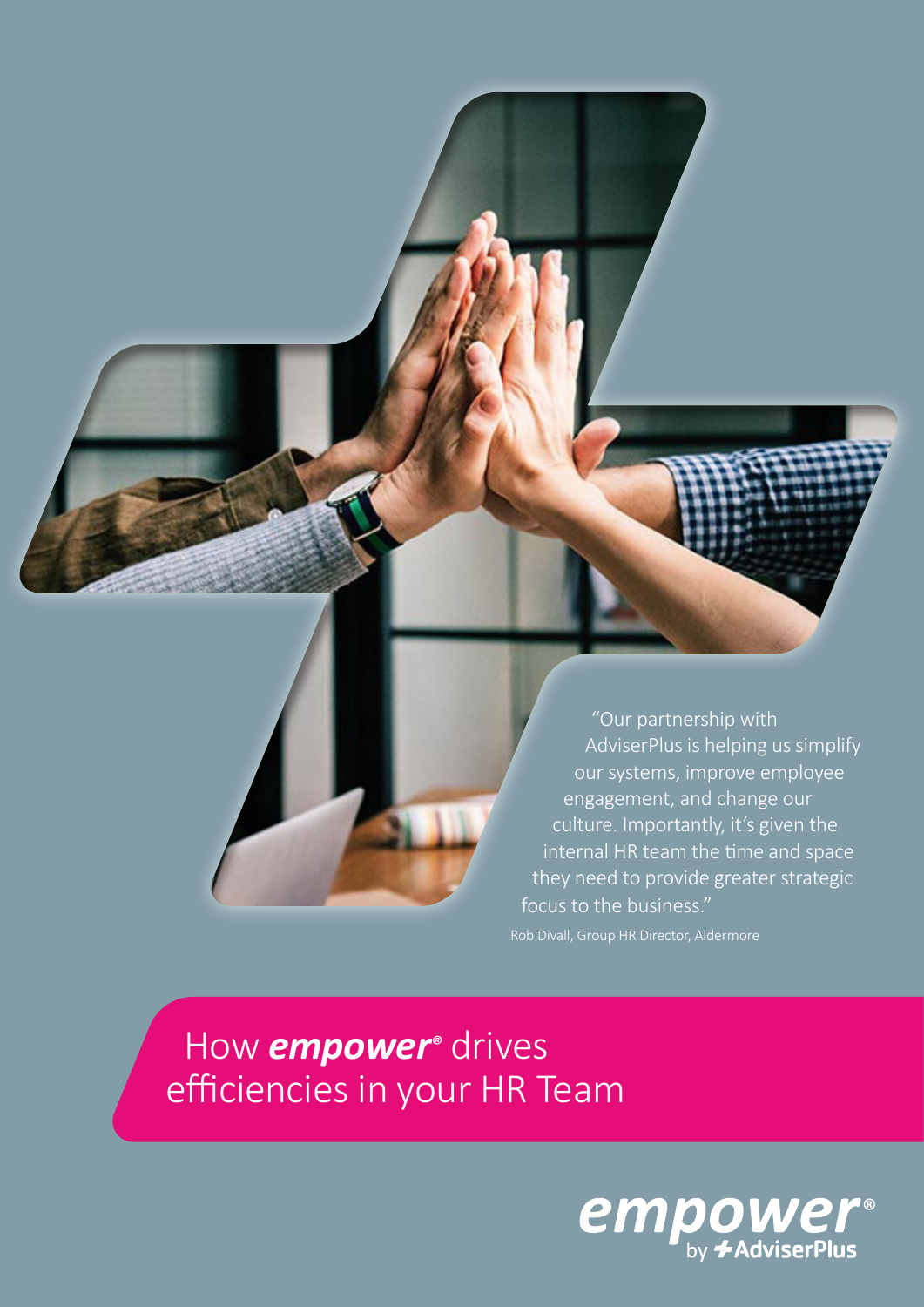> "Our partnership with AdviserPlus is helping us simplify our systems, improve employee engagement, and change our culture. Importantly, it's given the internal HR team the time and space they need to provide greater strategic focus to the business."
>
> Rob Divall, Group HR Director, Aldermore

# How ***empower***® drives efficiencies in your HR Team

empower® by AdviserPlus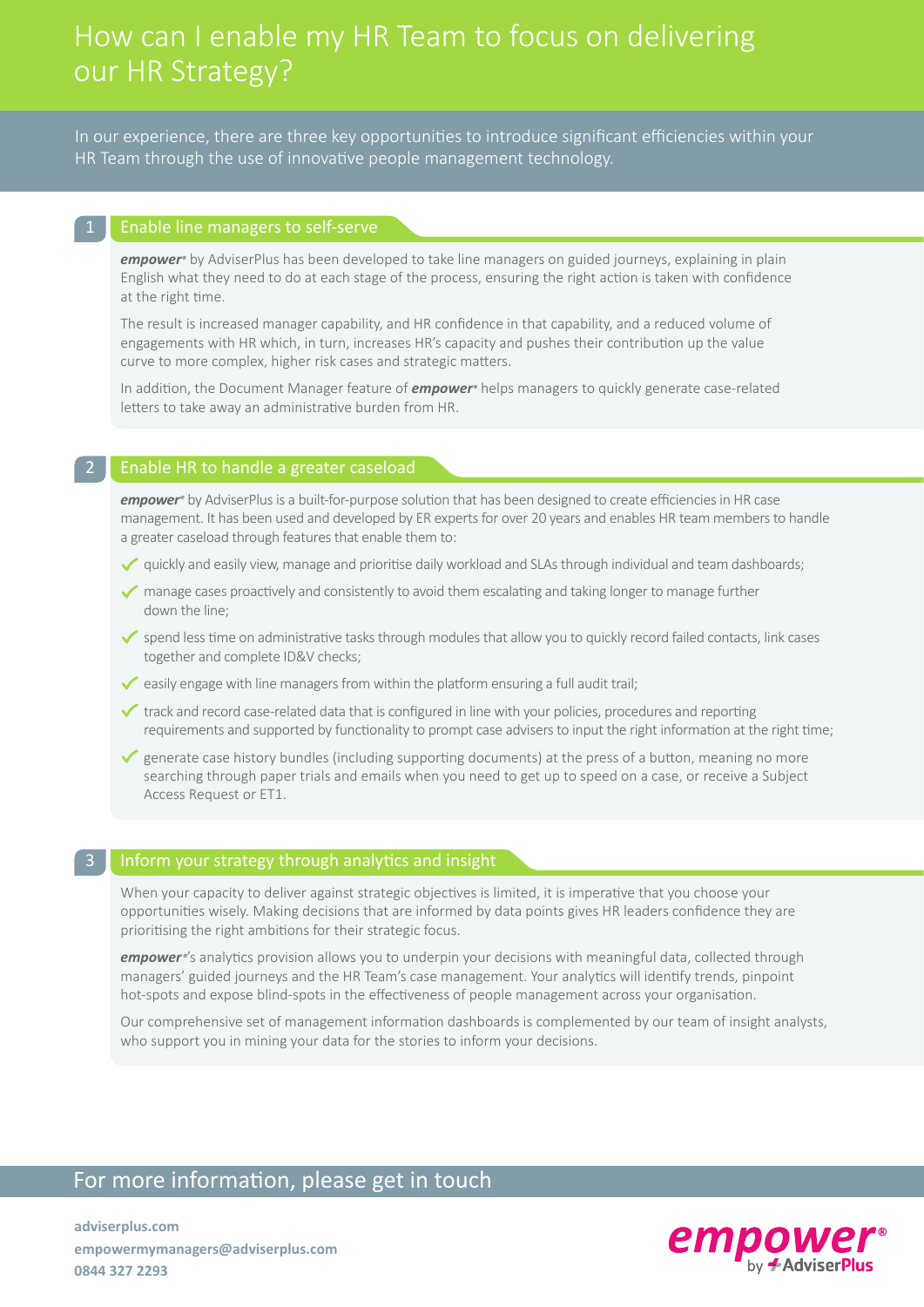# How can I enable my HR Team to focus on delivering our HR Strategy?

In our experience, there are three key opportunities to introduce significant efficiencies within your HR Team through the use of innovative people management technology.

## 1 Enable line managers to self-serve

***empower***® by AdviserPlus has been developed to take line managers on guided journeys, explaining in plain English what they need to do at each stage of the process, ensuring the right action is taken with confidence at the right time.

The result is increased manager capability, and HR confidence in that capability, and a reduced volume of engagements with HR which, in turn, increases HR's capacity and pushes their contribution up the value curve to more complex, higher risk cases and strategic matters.

In addition, the Document Manager feature of ***empower***® helps managers to quickly generate case-related letters to take away an administrative burden from HR.

## 2 Enable HR to handle a greater caseload

***empower***® by AdviserPlus is a built-for-purpose solution that has been designed to create efficiencies in HR case management. It has been used and developed by ER experts for over 20 years and enables HR team members to handle a greater caseload through features that enable them to:

- ✓ quickly and easily view, manage and prioritise daily workload and SLAs through individual and team dashboards;
- ✓ manage cases proactively and consistently to avoid them escalating and taking longer to manage further down the line;
- ✓ spend less time on administrative tasks through modules that allow you to quickly record failed contacts, link cases together and complete ID&V checks;
- ✓ easily engage with line managers from within the platform ensuring a full audit trail;
- ✓ track and record case-related data that is configured in line with your policies, procedures and reporting requirements and supported by functionality to prompt case advisers to input the right information at the right time;
- ✓ generate case history bundles (including supporting documents) at the press of a button, meaning no more searching through paper trials and emails when you need to get up to speed on a case, or receive a Subject Access Request or ET1.

## 3 Inform your strategy through analytics and insight

When your capacity to deliver against strategic objectives is limited, it is imperative that you choose your opportunities wisely. Making decisions that are informed by data points gives HR leaders confidence they are prioritising the right ambitions for their strategic focus.

***empower***®'s analytics provision allows you to underpin your decisions with meaningful data, collected through managers' guided journeys and the HR Team's case management. Your analytics will identify trends, pinpoint hot-spots and expose blind-spots in the effectiveness of people management across your organisation.

Our comprehensive set of management information dashboards is complemented by our team of insight analysts, who support you in mining your data for the stories to inform your decisions.

## For more information, please get in touch

**adviserplus.com**
**empowermymanagers@adviserplus.com**
**0844 327 2293**

empower® by AdviserPlus